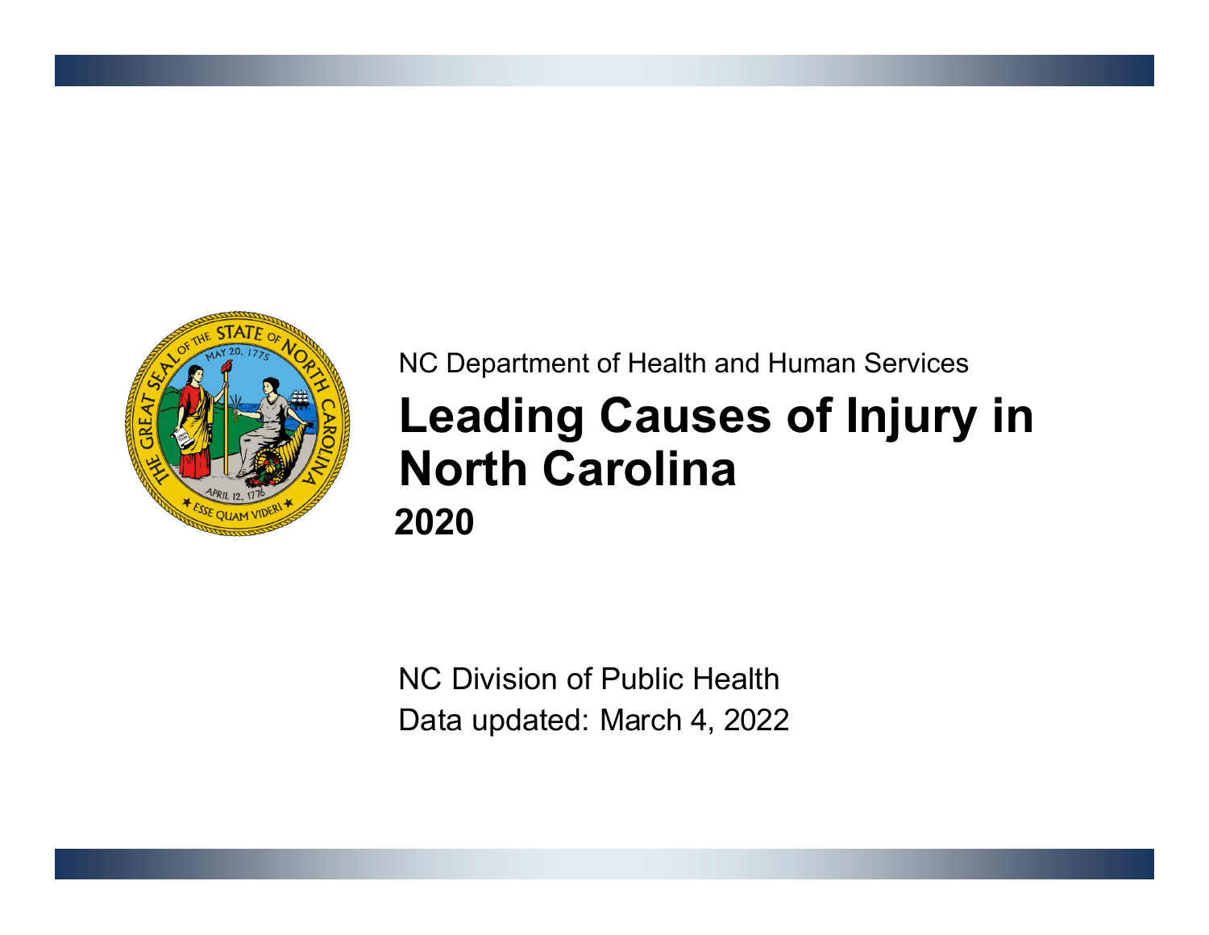NC Department of Health and Human Services

# Leading Causes of Injury in North Carolina

**2020**

NC Division of Public Health

Data updated: March 4, 2022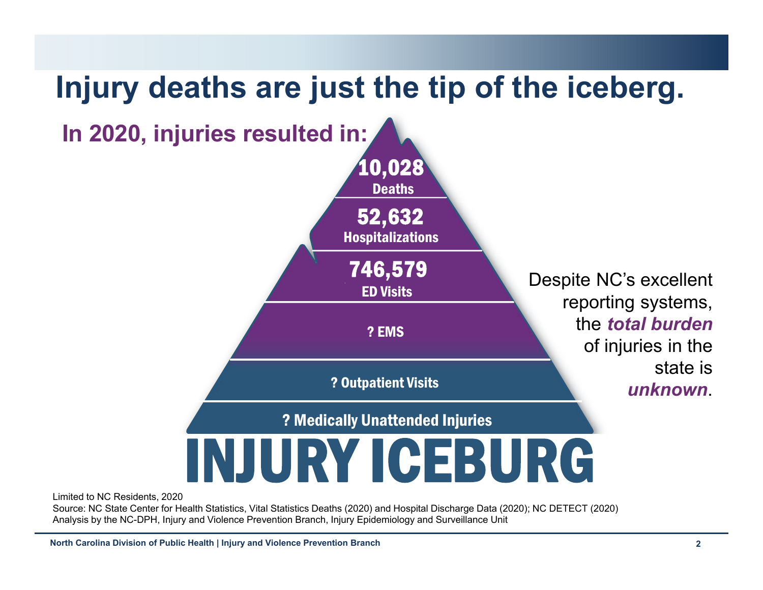# Injury deaths are just the tip of the iceberg.

## In 2020, injuries resulted in:

**10,028**
Deaths

**52,632**
Hospitalizations

**746,579**
ED Visits

? EMS

? Outpatient Visits

? Medically Unattended Injuries

INJURY ICEBURG

Despite NC's excellent reporting systems, the ***total burden*** of injuries in the state is ***unknown***.

Limited to NC Residents, 2020

Source: NC State Center for Health Statistics, Vital Statistics Deaths (2020) and Hospital Discharge Data (2020); NC DETECT (2020)

Analysis by the NC-DPH, Injury and Violence Prevention Branch, Injury Epidemiology and Surveillance Unit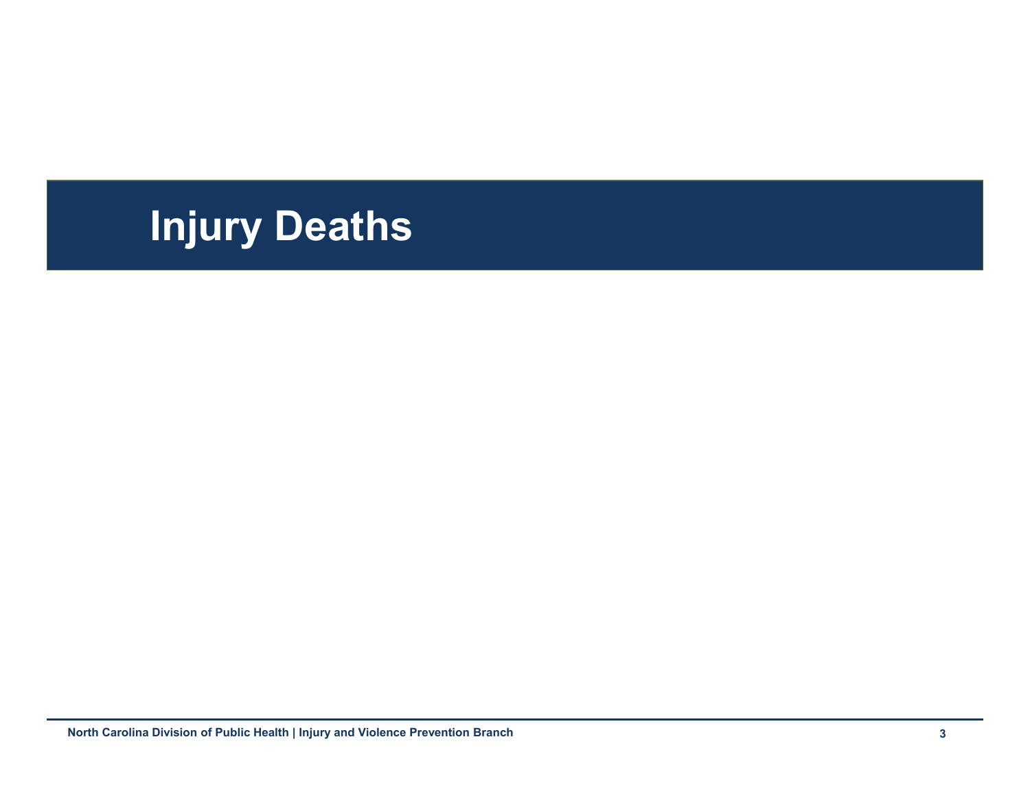# Injury Deaths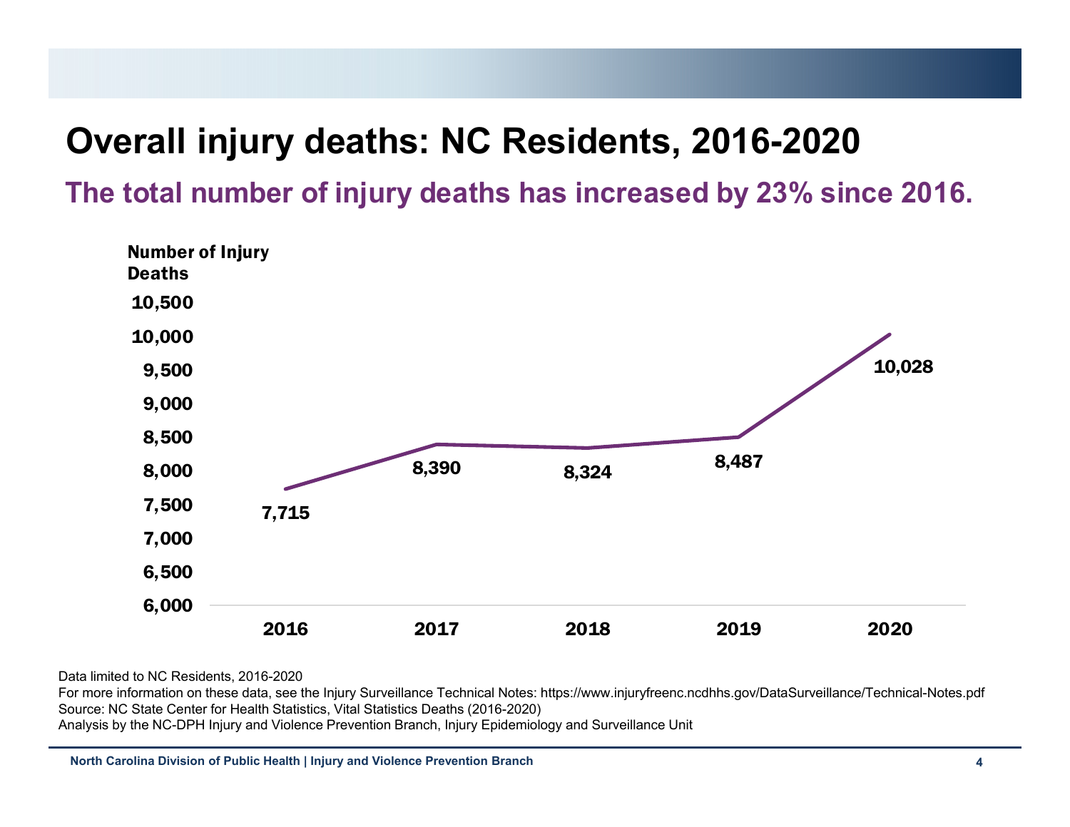# Overall injury deaths: NC Residents, 2016-2020

## The total number of injury deaths has increased by 23% since 2016.

| Year | Number of Injury Deaths |
|---|---|
| 2016 | 7,715 |
| 2017 | 8,390 |
| 2018 | 8,324 |
| 2019 | 8,487 |
| 2020 | 10,028 |

Data limited to NC Residents, 2016-2020
For more information on these data, see the Injury Surveillance Technical Notes: https://www.injuryfreenc.ncdhhs.gov/DataSurveillance/Technical-Notes.pdf
Source: NC State Center for Health Statistics, Vital Statistics Deaths (2016-2020)
Analysis by the NC-DPH Injury and Violence Prevention Branch, Injury Epidemiology and Surveillance Unit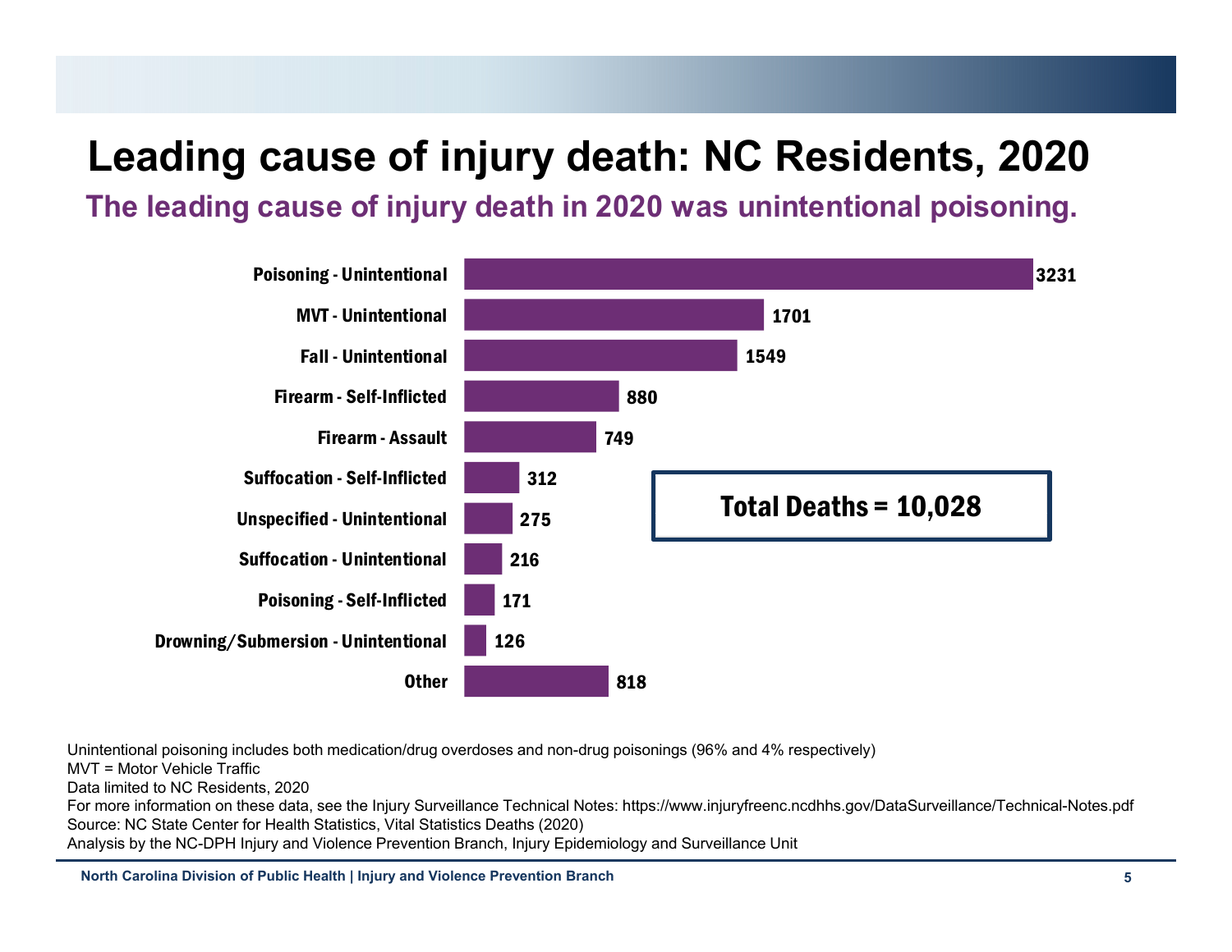# Leading cause of injury death: NC Residents, 2020

## The leading cause of injury death in 2020 was unintentional poisoning.

| Cause | Deaths |
|---|---|
| Poisoning - Unintentional | 3231 |
| MVT - Unintentional | 1701 |
| Fall - Unintentional | 1549 |
| Firearm - Self-Inflicted | 880 |
| Firearm - Assault | 749 |
| Suffocation - Self-Inflicted | 312 |
| Unspecified - Unintentional | 275 |
| Suffocation - Unintentional | 216 |
| Poisoning - Self-Inflicted | 171 |
| Drowning/Submersion - Unintentional | 126 |
| Other | 818 |

**Total Deaths = 10,028**

Unintentional poisoning includes both medication/drug overdoses and non-drug poisonings (96% and 4% respectively)
MVT = Motor Vehicle Traffic
Data limited to NC Residents, 2020
For more information on these data, see the Injury Surveillance Technical Notes: https://www.injuryfreenc.ncdhhs.gov/DataSurveillance/Technical-Notes.pdf
Source: NC State Center for Health Statistics, Vital Statistics Deaths (2020)
Analysis by the NC-DPH Injury and Violence Prevention Branch, Injury Epidemiology and Surveillance Unit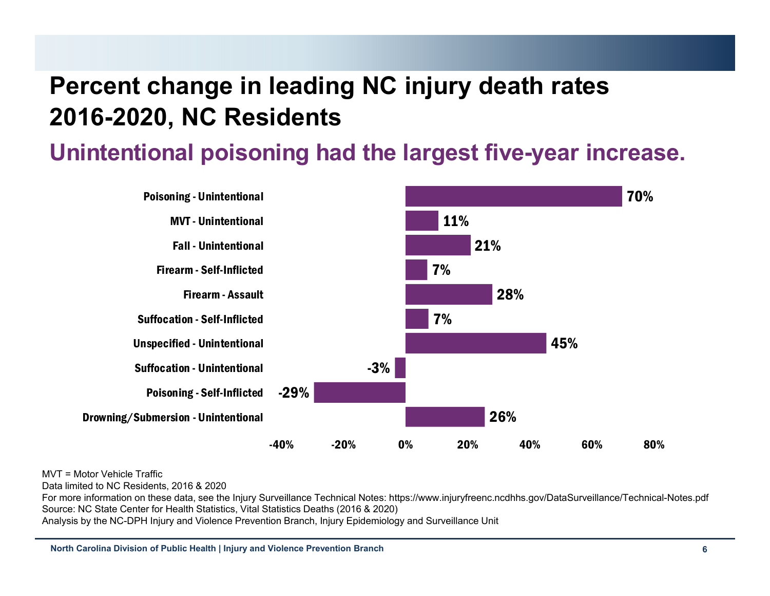# Percent change in leading NC injury death rates 2016-2020, NC Residents

## Unintentional poisoning had the largest five-year increase.

| Cause | Percent change |
|---|---|
| Poisoning - Unintentional | 70% |
| MVT - Unintentional | 11% |
| Fall - Unintentional | 21% |
| Firearm - Self-Inflicted | 7% |
| Firearm - Assault | 28% |
| Suffocation - Self-Inflicted | 7% |
| Unspecified - Unintentional | 45% |
| Suffocation - Unintentional | -3% |
| Poisoning - Self-Inflicted | -29% |
| Drowning/Submersion - Unintentional | 26% |

MVT = Motor Vehicle Traffic

Data limited to NC Residents, 2016 & 2020

For more information on these data, see the Injury Surveillance Technical Notes: https://www.injuryfreenc.ncdhhs.gov/DataSurveillance/Technical-Notes.pdf

Source: NC State Center for Health Statistics, Vital Statistics Deaths (2016 & 2020)

Analysis by the NC-DPH Injury and Violence Prevention Branch, Injury Epidemiology and Surveillance Unit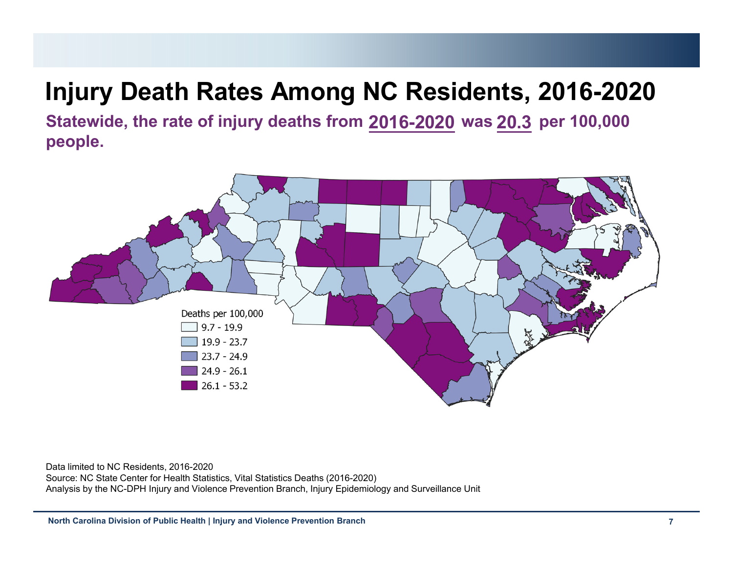# Injury Death Rates Among NC Residents, 2016-2020

**Statewide, the rate of injury deaths from 2016-2020 was 20.3 per 100,000 people.**

Deaths per 100,000

- 9.7 - 19.9
- 19.9 - 23.7
- 23.7 - 24.9
- 24.9 - 26.1
- 26.1 - 53.2

Data limited to NC Residents, 2016-2020
Source: NC State Center for Health Statistics, Vital Statistics Deaths (2016-2020)
Analysis by the NC-DPH Injury and Violence Prevention Branch, Injury Epidemiology and Surveillance Unit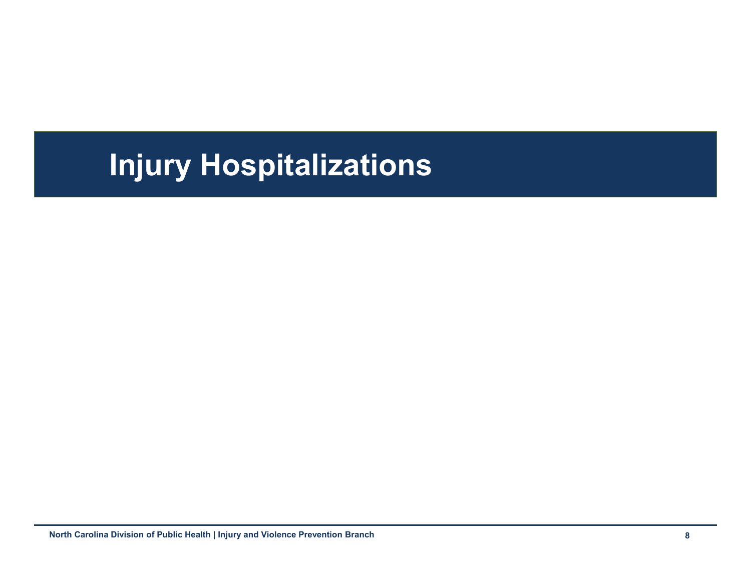# Injury Hospitalizations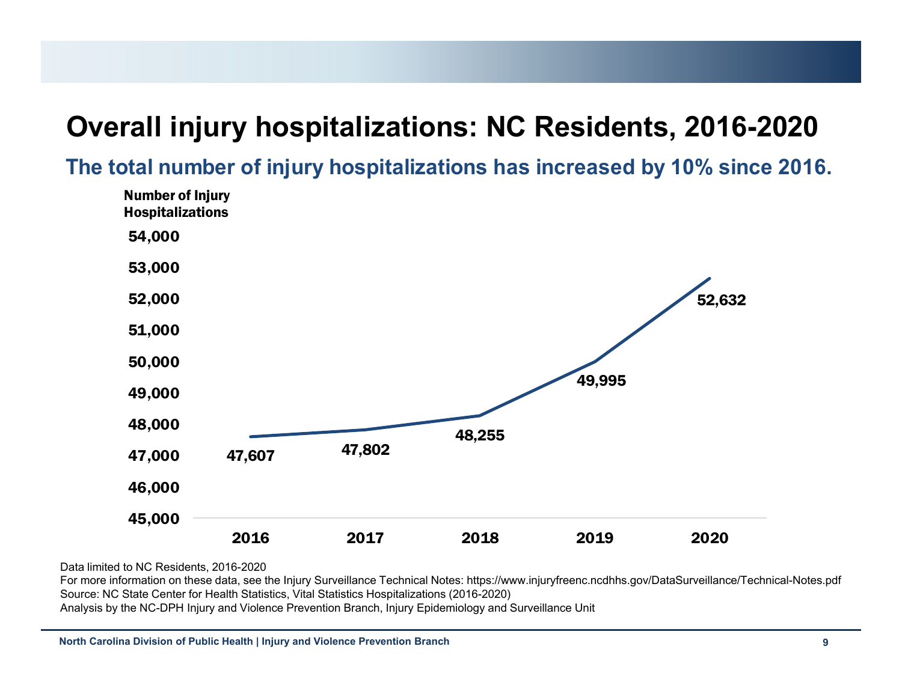# Overall injury hospitalizations: NC Residents, 2016-2020

## The total number of injury hospitalizations has increased by 10% since 2016.

Number of Injury Hospitalizations

| Year | Number of Injury Hospitalizations |
|---|---|
| 2016 | 47,607 |
| 2017 | 47,802 |
| 2018 | 48,255 |
| 2019 | 49,995 |
| 2020 | 52,632 |

Data limited to NC Residents, 2016-2020
For more information on these data, see the Injury Surveillance Technical Notes: https://www.injuryfreenc.ncdhhs.gov/DataSurveillance/Technical-Notes.pdf
Source: NC State Center for Health Statistics, Vital Statistics Hospitalizations (2016-2020)
Analysis by the NC-DPH Injury and Violence Prevention Branch, Injury Epidemiology and Surveillance Unit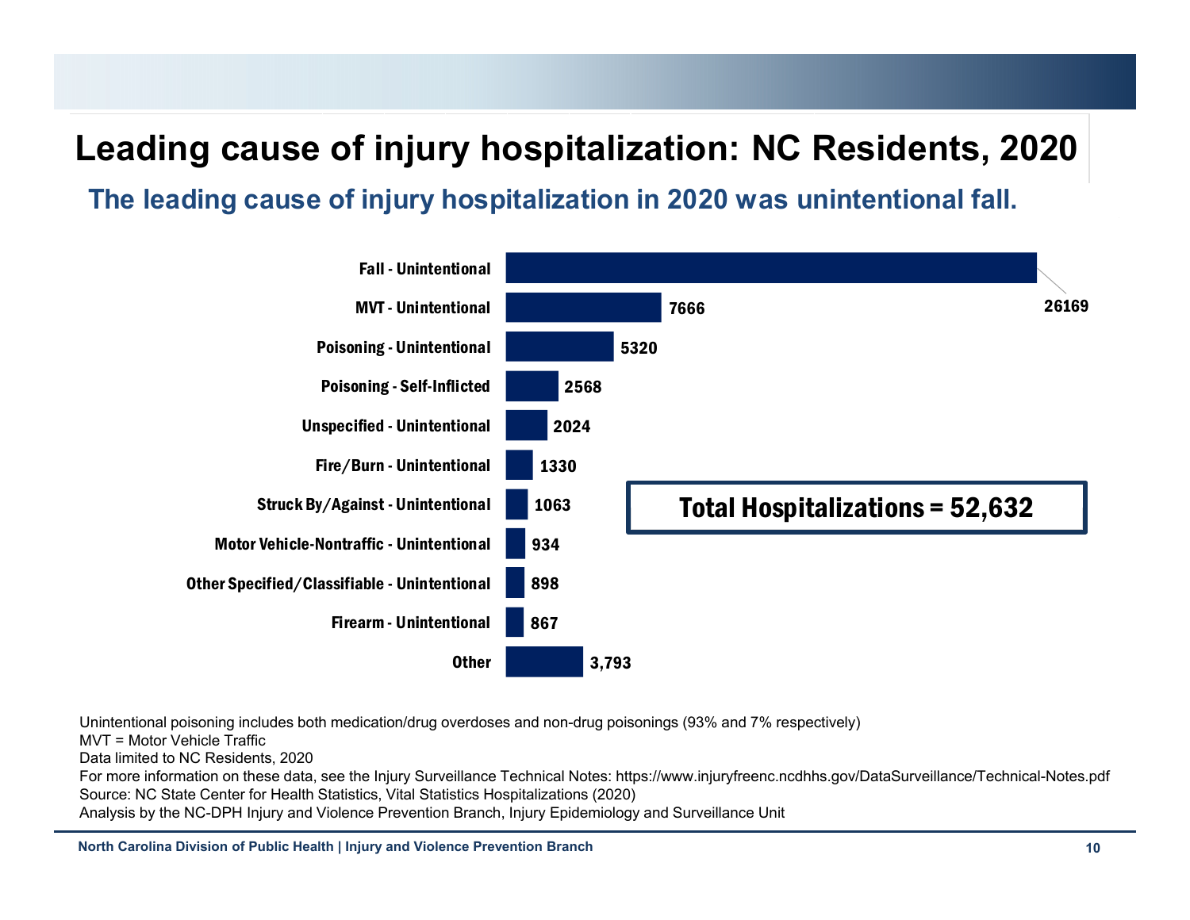# Leading cause of injury hospitalization: NC Residents, 2020

## The leading cause of injury hospitalization in 2020 was unintentional fall.

| Cause | Hospitalizations |
| --- | --- |
| Fall - Unintentional | 26169 |
| MVT - Unintentional | 7666 |
| Poisoning - Unintentional | 5320 |
| Poisoning - Self-Inflicted | 2568 |
| Unspecified - Unintentional | 2024 |
| Fire/Burn - Unintentional | 1330 |
| Struck By/Against - Unintentional | 1063 |
| Motor Vehicle-Nontraffic - Unintentional | 934 |
| Other Specified/Classifiable - Unintentional | 898 |
| Firearm - Unintentional | 867 |
| Other | 3,793 |

**Total Hospitalizations = 52,632**

Unintentional poisoning includes both medication/drug overdoses and non-drug poisonings (93% and 7% respectively)
MVT = Motor Vehicle Traffic
Data limited to NC Residents, 2020
For more information on these data, see the Injury Surveillance Technical Notes: https://www.injuryfreenc.ncdhhs.gov/DataSurveillance/Technical-Notes.pdf
Source: NC State Center for Health Statistics, Vital Statistics Hospitalizations (2020)
Analysis by the NC-DPH Injury and Violence Prevention Branch, Injury Epidemiology and Surveillance Unit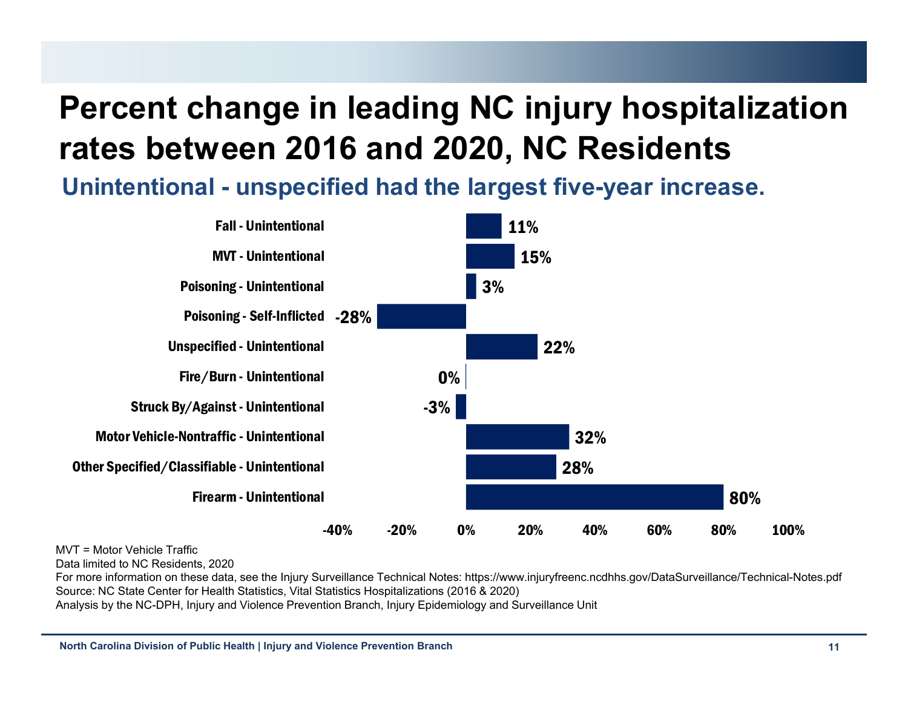# Percent change in leading NC injury hospitalization rates between 2016 and 2020, NC Residents

## Unintentional - unspecified had the largest five-year increase.

| Injury Type | Percent Change |
| --- | --- |
| Fall - Unintentional | 11% |
| MVT - Unintentional | 15% |
| Poisoning - Unintentional | 3% |
| Poisoning - Self-Inflicted | -28% |
| Unspecified - Unintentional | 22% |
| Fire/Burn - Unintentional | 0% |
| Struck By/Against - Unintentional | -3% |
| Motor Vehicle-Nontraffic - Unintentional | 32% |
| Other Specified/Classifiable - Unintentional | 28% |
| Firearm - Unintentional | 80% |

MVT = Motor Vehicle Traffic

Data limited to NC Residents, 2020

For more information on these data, see the Injury Surveillance Technical Notes: https://www.injuryfreenc.ncdhhs.gov/DataSurveillance/Technical-Notes.pdf

Source: NC State Center for Health Statistics, Vital Statistics Hospitalizations (2016 & 2020)

Analysis by the NC-DPH, Injury and Violence Prevention Branch, Injury Epidemiology and Surveillance Unit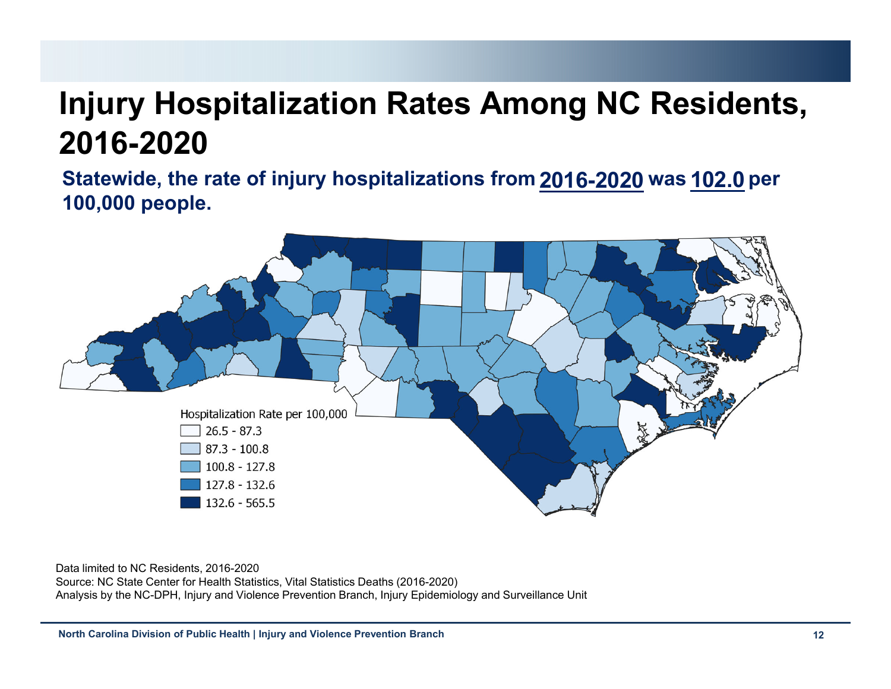# Injury Hospitalization Rates Among NC Residents, 2016-2020

**Statewide, the rate of injury hospitalizations from 2016-2020 was 102.0 per 100,000 people.**

Hospitalization Rate per 100,000

- 26.5 - 87.3
- 87.3 - 100.8
- 100.8 - 127.8
- 127.8 - 132.6
- 132.6 - 565.5

Data limited to NC Residents, 2016-2020
Source: NC State Center for Health Statistics, Vital Statistics Deaths (2016-2020)
Analysis by the NC-DPH, Injury and Violence Prevention Branch, Injury Epidemiology and Surveillance Unit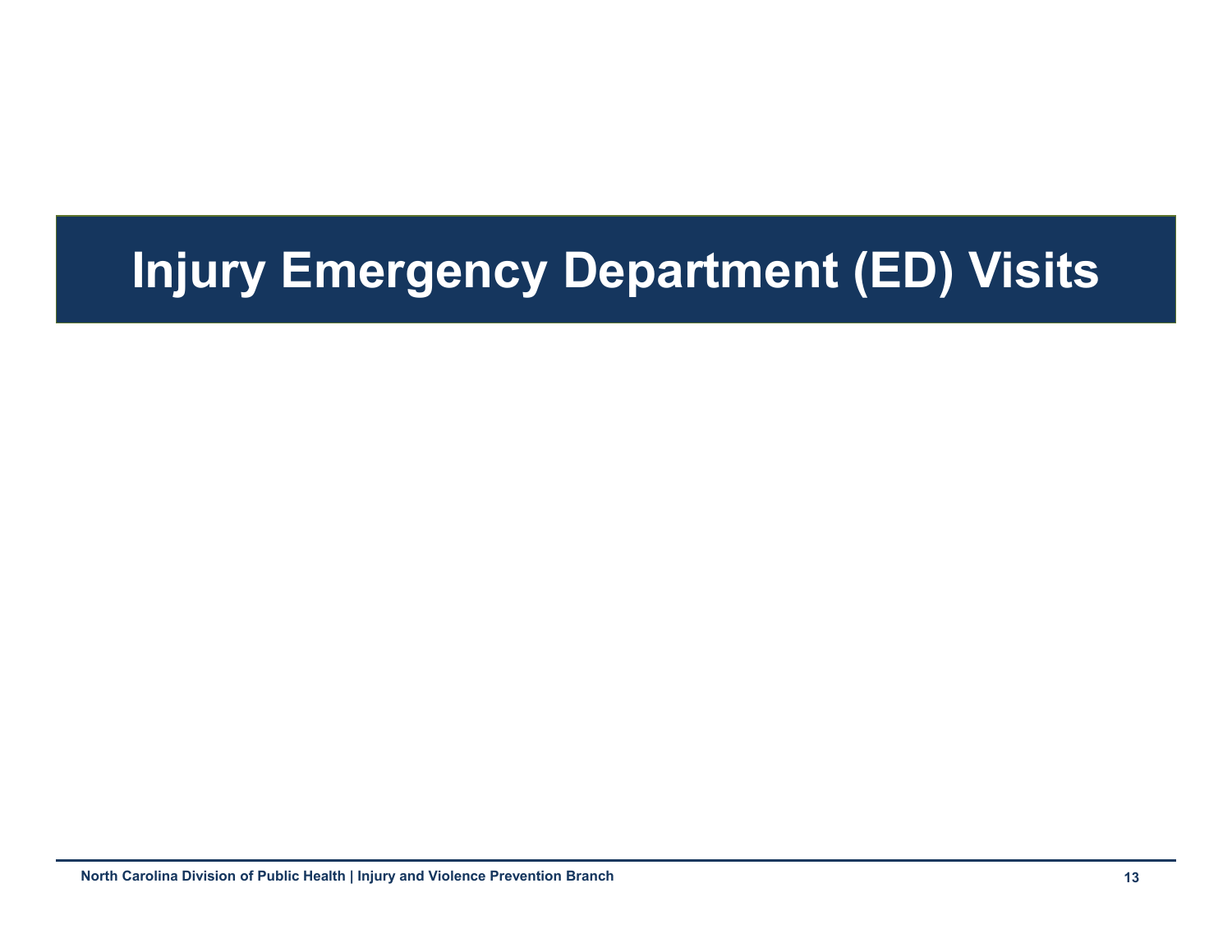# Injury Emergency Department (ED) Visits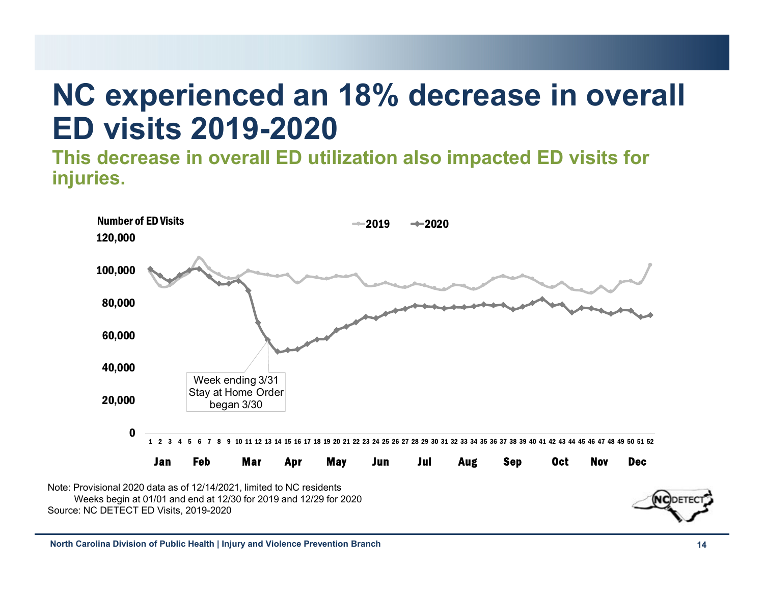# NC experienced an 18% decrease in overall ED visits 2019-2020

**This decrease in overall ED utilization also impacted ED visits for injuries.**

Number of ED Visits

2019 2020

120,000
100,000
80,000
60,000
40,000
20,000
0

Week ending 3/31
Stay at Home Order
began 3/30

1 2 3 4 5 6 7 8 9 10 11 12 13 14 15 16 17 18 19 20 21 22 23 24 25 26 27 28 29 30 31 32 33 34 35 36 37 38 39 40 41 42 43 44 45 46 47 48 49 50 51 52

Jan Feb Mar Apr May Jun Jul Aug Sep Oct Nov Dec

Note: Provisional 2020 data as of 12/14/2021, limited to NC residents
Weeks begin at 01/01 and end at 12/30 for 2019 and 12/29 for 2020
Source: NC DETECT ED Visits, 2019-2020

North Carolina Division of Public Health | Injury and Violence Prevention Branch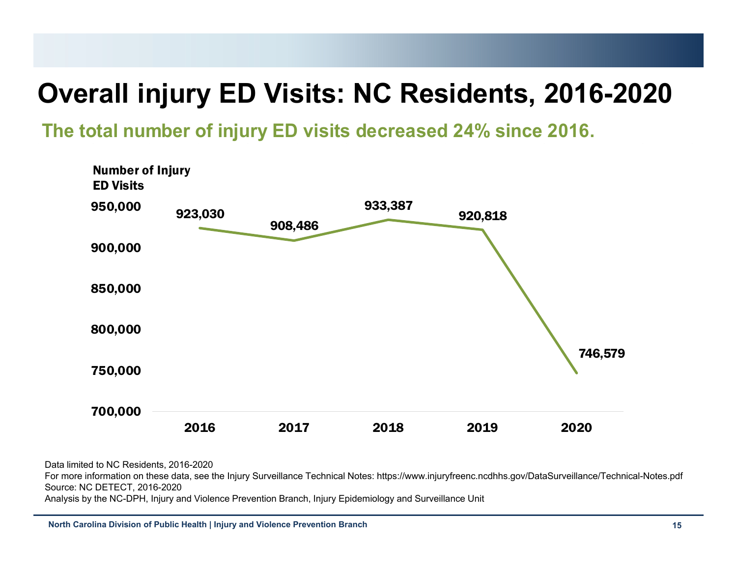# Overall injury ED Visits: NC Residents, 2016-2020

**The total number of injury ED visits decreased 24% since 2016.**

Number of Injury ED Visits

| Year | Number of Injury ED Visits |
|---|---|
| 2016 | 923,030 |
| 2017 | 908,486 |
| 2018 | 933,387 |
| 2019 | 920,818 |
| 2020 | 746,579 |

Data limited to NC Residents, 2016-2020
For more information on these data, see the Injury Surveillance Technical Notes: https://www.injuryfreenc.ncdhhs.gov/DataSurveillance/Technical-Notes.pdf
Source: NC DETECT, 2016-2020
Analysis by the NC-DPH, Injury and Violence Prevention Branch, Injury Epidemiology and Surveillance Unit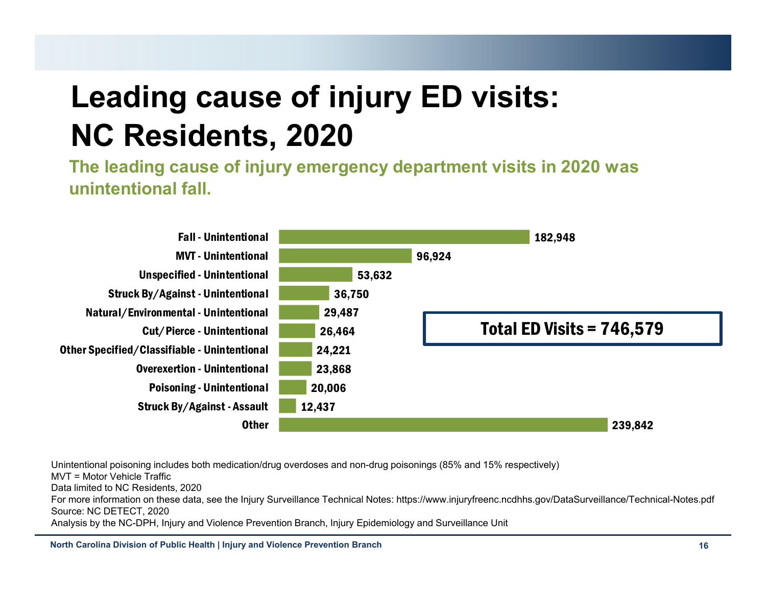# Leading cause of injury ED visits: NC Residents, 2020

**The leading cause of injury emergency department visits in 2020 was unintentional fall.**

| Cause | ED Visits |
| --- | --- |
| Fall - Unintentional | 182,948 |
| MVT - Unintentional | 96,924 |
| Unspecified - Unintentional | 53,632 |
| Struck By/Against - Unintentional | 36,750 |
| Natural/Environmental - Unintentional | 29,487 |
| Cut/Pierce - Unintentional | 26,464 |
| Other Specified/Classifiable - Unintentional | 24,221 |
| Overexertion - Unintentional | 23,868 |
| Poisoning - Unintentional | 20,006 |
| Struck By/Against - Assault | 12,437 |
| Other | 239,842 |

**Total ED Visits = 746,579**

Unintentional poisoning includes both medication/drug overdoses and non-drug poisonings (85% and 15% respectively)
MVT = Motor Vehicle Traffic
Data limited to NC Residents, 2020
For more information on these data, see the Injury Surveillance Technical Notes: https://www.injuryfreenc.ncdhhs.gov/DataSurveillance/Technical-Notes.pdf
Source: NC DETECT, 2020
Analysis by the NC-DPH, Injury and Violence Prevention Branch, Injury Epidemiology and Surveillance Unit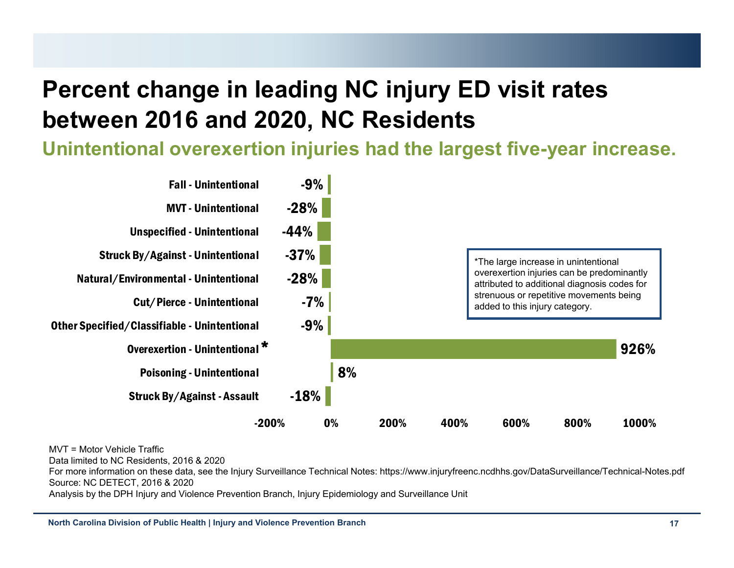# Percent change in leading NC injury ED visit rates between 2016 and 2020, NC Residents

## Unintentional overexertion injuries had the largest five-year increase.

| Injury | Percent change |
|---|---|
| Fall - Unintentional | -9% |
| MVT - Unintentional | -28% |
| Unspecified - Unintentional | -44% |
| Struck By/Against - Unintentional | -37% |
| Natural/Environmental - Unintentional | -28% |
| Cut/Pierce - Unintentional | -7% |
| Other Specified/Classifiable - Unintentional | -9% |
| Overexertion - Unintentional * | 926% |
| Poisoning - Unintentional | 8% |
| Struck By/Against - Assault | -18% |

*The large increase in unintentional overexertion injuries can be predominantly attributed to additional diagnosis codes for strenuous or repetitive movements being added to this injury category.

MVT = Motor Vehicle Traffic
Data limited to NC Residents, 2016 & 2020
For more information on these data, see the Injury Surveillance Technical Notes: https://www.injuryfreenc.ncdhhs.gov/DataSurveillance/Technical-Notes.pdf
Source: NC DETECT, 2016 & 2020
Analysis by the DPH Injury and Violence Prevention Branch, Injury Epidemiology and Surveillance Unit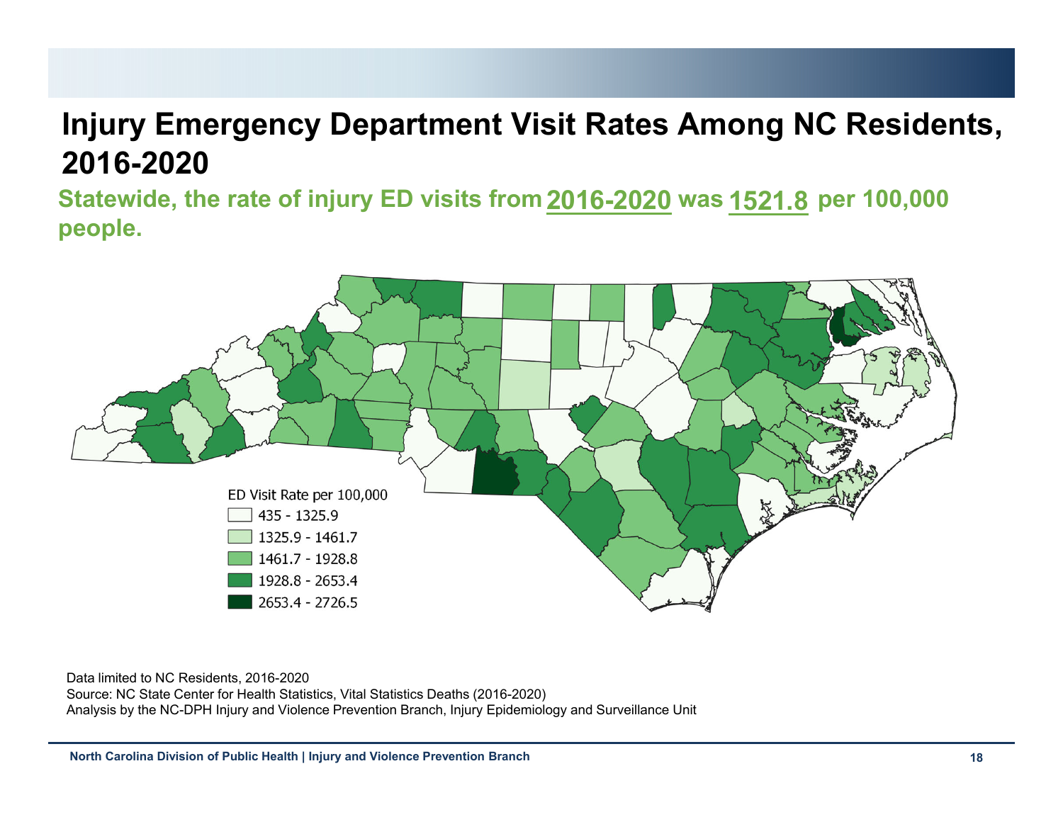# Injury Emergency Department Visit Rates Among NC Residents, 2016-2020

**Statewide, the rate of injury ED visits from 2016-2020 was 1521.8 per 100,000 people.**

ED Visit Rate per 100,000

435 - 1325.9

1325.9 - 1461.7

1461.7 - 1928.8

1928.8 - 2653.4

2653.4 - 2726.5

Data limited to NC Residents, 2016-2020
Source: NC State Center for Health Statistics, Vital Statistics Deaths (2016-2020)
Analysis by the NC-DPH Injury and Violence Prevention Branch, Injury Epidemiology and Surveillance Unit